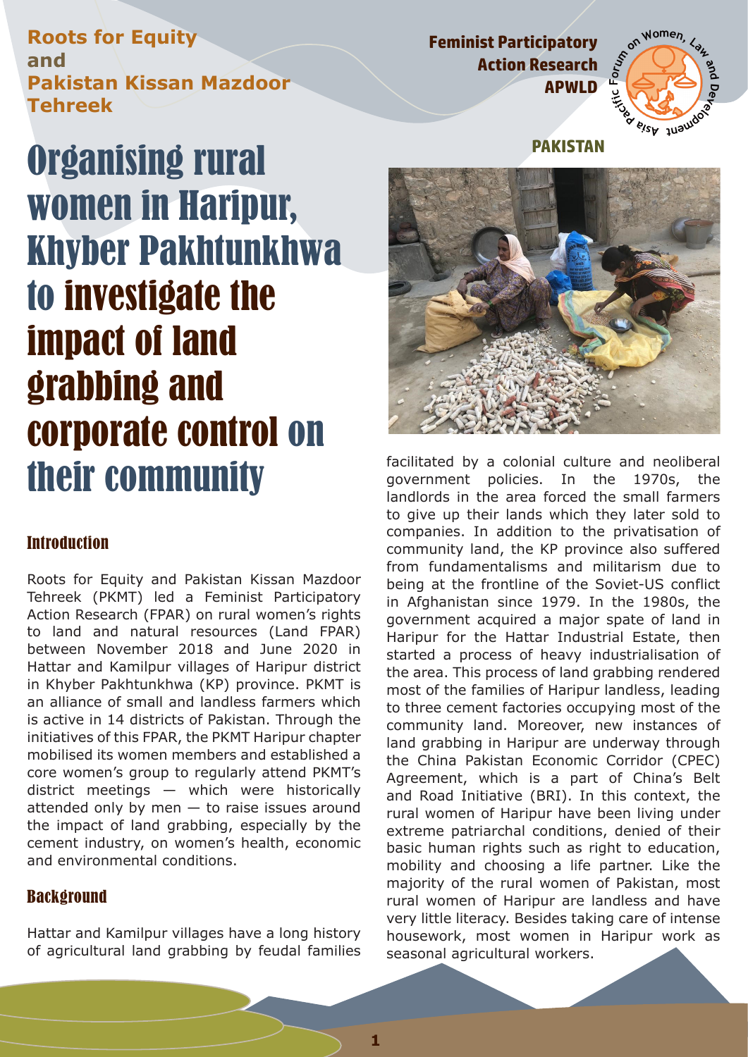**Roots for Equity and Pakistan Kissan Mazdoor Tehreek**

**Feminist Participatory Action Research APWLD**

**PAKISTAN**

# Organising rural women in Haripur, Khyber Pakhtunkhwa to investigate the impact of land grabbing and corporate control on their community

## Introduction

Roots for Equity and Pakistan Kissan Mazdoor Tehreek (PKMT) led a Feminist Participatory Action Research (FPAR) on rural women's rights to land and natural resources (Land FPAR) between November 2018 and June 2020 in Hattar and Kamilpur villages of Haripur district in Khyber Pakhtunkhwa (KP) province. PKMT is an alliance of small and landless farmers which is active in 14 districts of Pakistan. Through the initiatives of this FPAR, the PKMT Haripur chapter mobilised its women members and established a core women's group to regularly attend PKMT's district meetings — which were historically attended only by men — to raise issues around the impact of land grabbing, especially by the cement industry, on women's health, economic and environmental conditions.

## Background

Hattar and Kamilpur villages have a long history of agricultural land grabbing by feudal families facilitated by a colonial culture and neoliberal government policies. In the 1970s, the landlords in the area forced the small farmers to give up their lands which they later sold to companies. In addition to the privatisation of community land, the KP province also suffered from fundamentalisms and militarism due to being at the frontline of the Soviet-US conflict in Afghanistan since 1979. In the 1980s, the government acquired a major spate of land in Haripur for the Hattar Industrial Estate, then started a process of heavy industrialisation of the area. This process of land grabbing rendered most of the families of Haripur landless, leading to three cement factories occupying most of the community land. Moreover, new instances of land grabbing in Haripur are underway through the China Pakistan Economic Corridor (CPEC) Agreement, which is a part of China's Belt and Road Initiative (BRI). In this context, the rural women of Haripur have been living under extreme patriarchal conditions, denied of their basic human rights such as right to education, mobility and choosing a life partner. Like the majority of the rural women of Pakistan, most rural women of Haripur are landless and have very little literacy. Besides taking care of intense housework, most women in Haripur work as seasonal agricultural workers.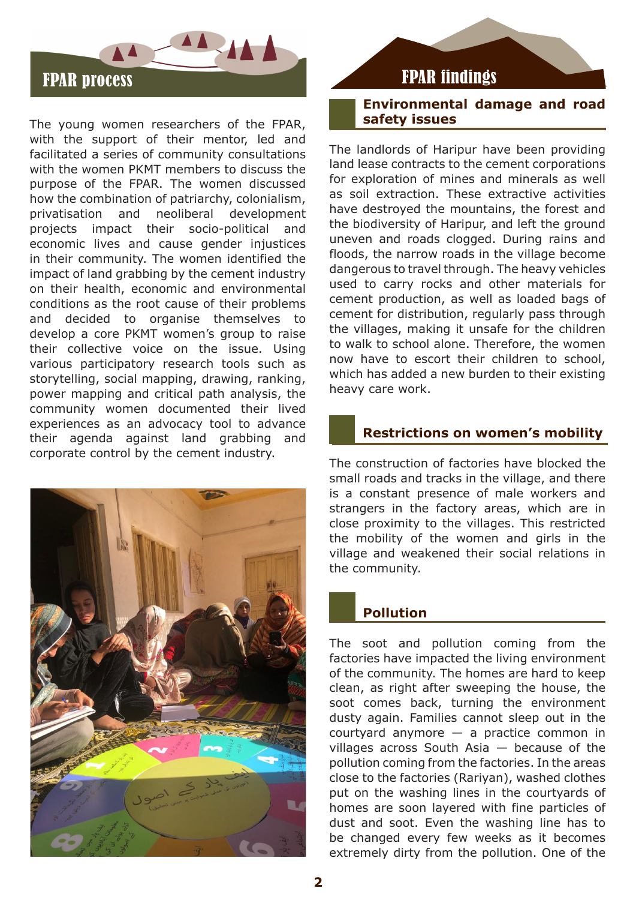## FPAR process

The young women researchers of the FPAR, with the support of their mentor, led and facilitated a series of community consultations with the women PKMT members to discuss the purpose of the FPAR. The women discussed how the combination of patriarchy, colonialism, privatisation and neoliberal development projects impact their socio-political and economic lives and cause gender injustices in their community. The women identified the impact of land grabbing by the cement industry on their health, economic and environmental conditions as the root cause of their problems and decided to organise themselves to develop a core PKMT women's group to raise their collective voice on the issue. Using various participatory research tools such as storytelling, social mapping, drawing, ranking, power mapping and critical path analysis, the community women documented their lived experiences as an advocacy tool to advance their agenda against land grabbing and corporate control by the cement industry.

## FPAR findings

### Environmental damage and road safety issues

The landlords of Haripur have been providing land lease contracts to the cement corporations for exploration of mines and minerals as well as soil extraction. These extractive activities have destroyed the mountains, the forest and the biodiversity of Haripur, and left the ground uneven and roads clogged. During rains and floods, the narrow roads in the village become dangerous to travel through. The heavy vehicles used to carry rocks and other materials for cement production, as well as loaded bags of cement for distribution, regularly pass through the villages, making it unsafe for the children to walk to school alone. Therefore, the women now have to escort their children to school, which has added a new burden to their existing heavy care work.

### Restrictions on women's mobility

The construction of factories have blocked the small roads and tracks in the village, and there is a constant presence of male workers and strangers in the factory areas, which are in close proximity to the villages. This restricted the mobility of the women and girls in the village and weakened their social relations in the community.

### Pollution

The soot and pollution coming from the factories have impacted the living environment of the community. The homes are hard to keep clean, as right after sweeping the house, the soot comes back, turning the environment dusty again. Families cannot sleep out in the courtyard anymore — a practice common in villages across South Asia — because of the pollution coming from the factories. In the areas close to the factories (Rariyan), washed clothes put on the washing lines in the courtyards of homes are soon layered with fine particles of dust and soot. Even the washing line has to be changed every few weeks as it becomes extremely dirty from the pollution. One of the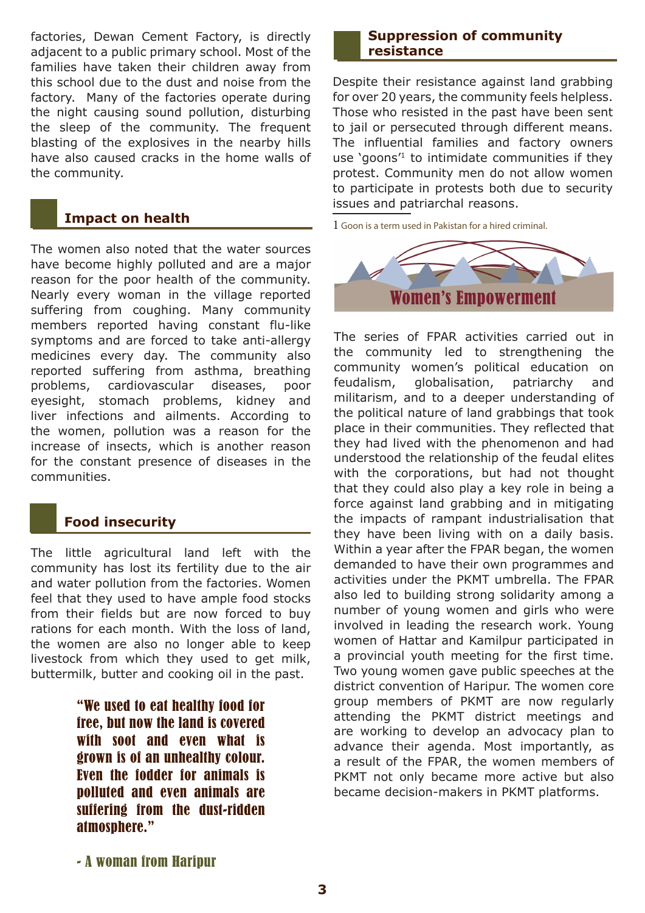factories, Dewan Cement Factory, is directly adjacent to a public primary school. Most of the families have taken their children away from this school due to the dust and noise from the factory. Many of the factories operate during the night causing sound pollution, disturbing the sleep of the community. The frequent blasting of the explosives in the nearby hills have also caused cracks in the home walls of the community.

## Impact on health

The women also noted that the water sources have become highly polluted and are a major reason for the poor health of the community. Nearly every woman in the village reported suffering from coughing. Many community members reported having constant flu-like symptoms and are forced to take anti-allergy medicines every day. The community also reported suffering from asthma, breathing problems, cardiovascular diseases, poor eyesight, stomach problems, kidney and liver infections and ailments. According to the women, pollution was a reason for the increase of insects, which is another reason for the constant presence of diseases in the communities.

## Food insecurity

The little agricultural land left with the community has lost its fertility due to the air and water pollution from the factories. Women feel that they used to have ample food stocks from their fields but are now forced to buy rations for each month. With the loss of land, the women are also no longer able to keep livestock from which they used to get milk, buttermilk, butter and cooking oil in the past.

> **"We used to eat healthy food for free, but now the land is covered with soot and even what is grown is of an unhealthy colour. Even the fodder for animals is polluted and even animals are suffering from the dust-ridden atmosphere."**
>
> **- A woman from Haripur**

## Suppression of community resistance

Despite their resistance against land grabbing for over 20 years, the community feels helpless. Those who resisted in the past have been sent to jail or persecuted through different means. The influential families and factory owners use 'goons'[1] to intimidate communities if they protest. Community men do not allow women to participate in protests both due to security issues and patriarchal reasons.

1 Goon is a term used in Pakistan for a hired criminal.

## Women's Empowerment

The series of FPAR activities carried out in the community led to strengthening the community women's political education on feudalism, globalisation, patriarchy and militarism, and to a deeper understanding of the political nature of land grabbings that took place in their communities. They reflected that they had lived with the phenomenon and had understood the relationship of the feudal elites with the corporations, but had not thought that they could also play a key role in being a force against land grabbing and in mitigating the impacts of rampant industrialisation that they have been living with on a daily basis. Within a year after the FPAR began, the women demanded to have their own programmes and activities under the PKMT umbrella. The FPAR also led to building strong solidarity among a number of young women and girls who were involved in leading the research work. Young women of Hattar and Kamilpur participated in a provincial youth meeting for the first time. Two young women gave public speeches at the district convention of Haripur. The women core group members of PKMT are now regularly attending the PKMT district meetings and are working to develop an advocacy plan to advance their agenda. Most importantly, as a result of the FPAR, the women members of PKMT not only became more active but also became decision-makers in PKMT platforms.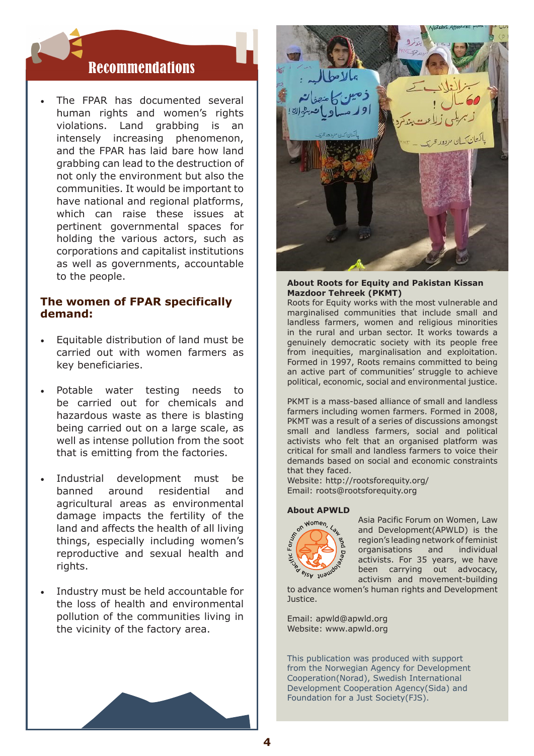## Recommendations

- The FPAR has documented several human rights and women's rights violations. Land grabbing is an intensely increasing phenomenon, and the FPAR has laid bare how land grabbing can lead to the destruction of not only the environment but also the communities. It would be important to have national and regional platforms, which can raise these issues at pertinent governmental spaces for holding the various actors, such as corporations and capitalist institutions as well as governments, accountable to the people.

### The women of FPAR specifically demand:

- Equitable distribution of land must be carried out with women farmers as key beneficiaries.
- Potable water testing needs to be carried out for chemicals and hazardous waste as there is blasting being carried out on a large scale, as well as intense pollution from the soot that is emitting from the factories.
- Industrial development must be banned around residential and agricultural areas as environmental damage impacts the fertility of the land and affects the health of all living things, especially including women's reproductive and sexual health and rights.
- Industry must be held accountable for the loss of health and environmental pollution of the communities living in the vicinity of the factory area.

**About Roots for Equity and Pakistan Kissan Mazdoor Tehreek (PKMT)**

Roots for Equity works with the most vulnerable and marginalised communities that include small and landless farmers, women and religious minorities in the rural and urban sector. It works towards a genuinely democratic society with its people free from inequities, marginalisation and exploitation. Formed in 1997, Roots remains committed to being an active part of communities' struggle to achieve political, economic, social and environmental justice.

PKMT is a mass-based alliance of small and landless farmers including women farmers. Formed in 2008, PKMT was a result of a series of discussions amongst small and landless farmers, social and political activists who felt that an organised platform was critical for small and landless farmers to voice their demands based on social and economic constraints that they faced.

Website: http://rootsforequity.org/
Email: roots@rootsforequity.org

**About APWLD**

Asia Pacific Forum on Women, Law and Development(APWLD) is the region's leading network of feminist organisations and individual activists. For 35 years, we have been carrying out advocacy, activism and movement-building to advance women's human rights and Development Justice.

Email: apwld@apwld.org
Website: www.apwld.org

This publication was produced with support from the Norwegian Agency for Development Cooperation(Norad), Swedish International Development Cooperation Agency(Sida) and Foundation for a Just Society(FJS).